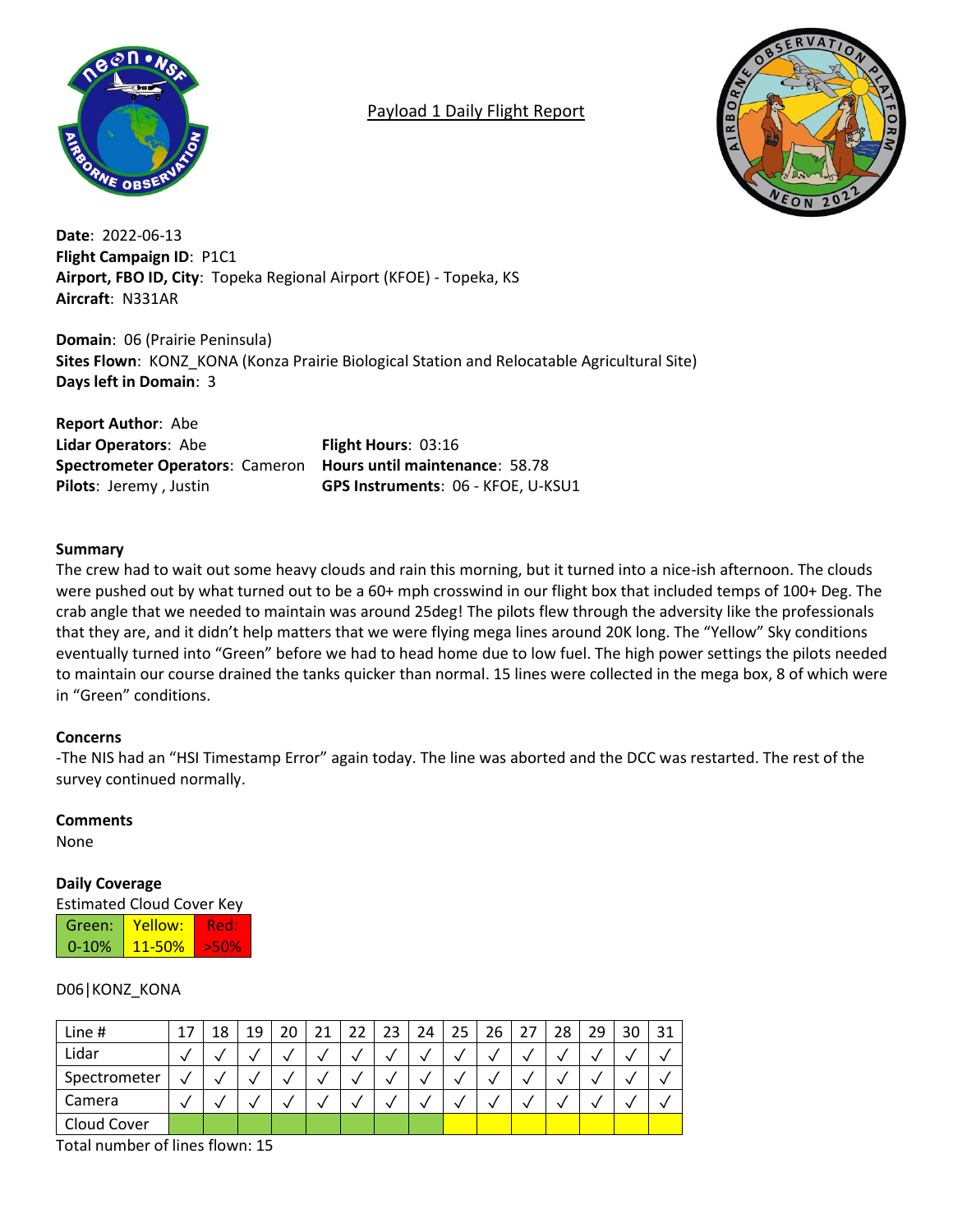# Payload 1 Daily Flight Report

**Date**: 2022-06-13
**Flight Campaign ID**: P1C1
**Airport, FBO ID, City**: Topeka Regional Airport (KFOE) - Topeka, KS
**Aircraft**: N331AR

**Domain**: 06 (Prairie Peninsula)
**Sites Flown**: KONZ_KONA (Konza Prairie Biological Station and Relocatable Agricultural Site)
**Days left in Domain**: 3

**Report Author**: Abe
**Lidar Operators**: Abe
**Spectrometer Operators**: Cameron
**Pilots**: Jeremy , Justin

**Flight Hours**: 03:16
**Hours until maintenance**: 58.78
**GPS Instruments**: 06 - KFOE, U-KSU1

## Summary

The crew had to wait out some heavy clouds and rain this morning, but it turned into a nice-ish afternoon. The clouds were pushed out by what turned out to be a 60+ mph crosswind in our flight box that included temps of 100+ Deg. The crab angle that we needed to maintain was around 25deg! The pilots flew through the adversity like the professionals that they are, and it didn't help matters that we were flying mega lines around 20K long. The "Yellow" Sky conditions eventually turned into "Green" before we had to head home due to low fuel. The high power settings the pilots needed to maintain our course drained the tanks quicker than normal. 15 lines were collected in the mega box, 8 of which were in "Green" conditions.

## Concerns

-The NIS had an "HSI Timestamp Error" again today. The line was aborted and the DCC was restarted. The rest of the survey continued normally.

## Comments

None

## Daily Coverage

Estimated Cloud Cover Key

| Green: 0-10% | Yellow: 11-50% | Red: >50% |
|---|---|---|

D06|KONZ_KONA

| Line # | 17 | 18 | 19 | 20 | 21 | 22 | 23 | 24 | 25 | 26 | 27 | 28 | 29 | 30 | 31 |
|---|---|---|---|---|---|---|---|---|---|---|---|---|---|---|---|
| Lidar | √ | √ | √ | √ | √ | √ | √ | √ | √ | √ | √ | √ | √ | √ | √ |
| Spectrometer | √ | √ | √ | √ | √ | √ | √ | √ | √ | √ | √ | √ | √ | √ | √ |
| Camera | √ | √ | √ | √ | √ | √ | √ | √ | √ | √ | √ | √ | √ | √ | √ |
| Cloud Cover | Green | Green | Green | Green | Green | Green | Green | Green | Yellow | Yellow | Yellow | Yellow | Yellow | Yellow | Yellow |

Total number of lines flown: 15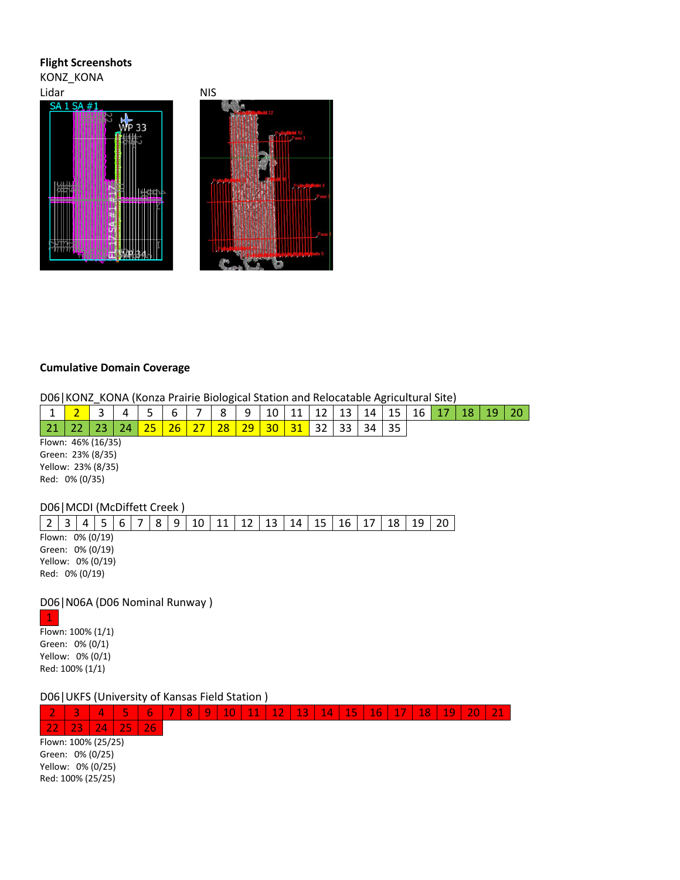**Flight Screenshots**

KONZ_KONA

Lidar

NIS

**Cumulative Domain Coverage**

D06|KONZ_KONA (Konza Prairie Biological Station and Relocatable Agricultural Site)

| 1 | 2 | 3 | 4 | 5 | 6 | 7 | 8 | 9 | 10 | 11 | 12 | 13 | 14 | 15 | 16 | 17 | 18 | 19 | 20 |
|---|---|---|---|---|---|---|---|---|---|---|---|---|---|---|---|---|---|---|---|
| 21 | 22 | 23 | 24 | 25 | 26 | 27 | 28 | 29 | 30 | 31 | 32 | 33 | 34 | 35 | | | | | |

Flown: 46% (16/35)
Green: 23% (8/35)
Yellow: 23% (8/35)
Red: 0% (0/35)

D06|MCDI (McDiffett Creek )

| 2 | 3 | 4 | 5 | 6 | 7 | 8 | 9 | 10 | 11 | 12 | 13 | 14 | 15 | 16 | 17 | 18 | 19 | 20 |
|---|---|---|---|---|---|---|---|---|---|---|---|---|---|---|---|---|---|---|

Flown: 0% (0/19)
Green: 0% (0/19)
Yellow: 0% (0/19)
Red: 0% (0/19)

D06|N06A (D06 Nominal Runway )

| 1 |
|---|

Flown: 100% (1/1)
Green: 0% (0/1)
Yellow: 0% (0/1)
Red: 100% (1/1)

D06|UKFS (University of Kansas Field Station )

| 2 | 3 | 4 | 5 | 6 | 7 | 8 | 9 | 10 | 11 | 12 | 13 | 14 | 15 | 16 | 17 | 18 | 19 | 20 | 21 |
|---|---|---|---|---|---|---|---|---|---|---|---|---|---|---|---|---|---|---|---|
| 22 | 23 | 24 | 25 | 26 | | | | | | | | | | | | | | | |

Flown: 100% (25/25)
Green: 0% (0/25)
Yellow: 0% (0/25)
Red: 100% (25/25)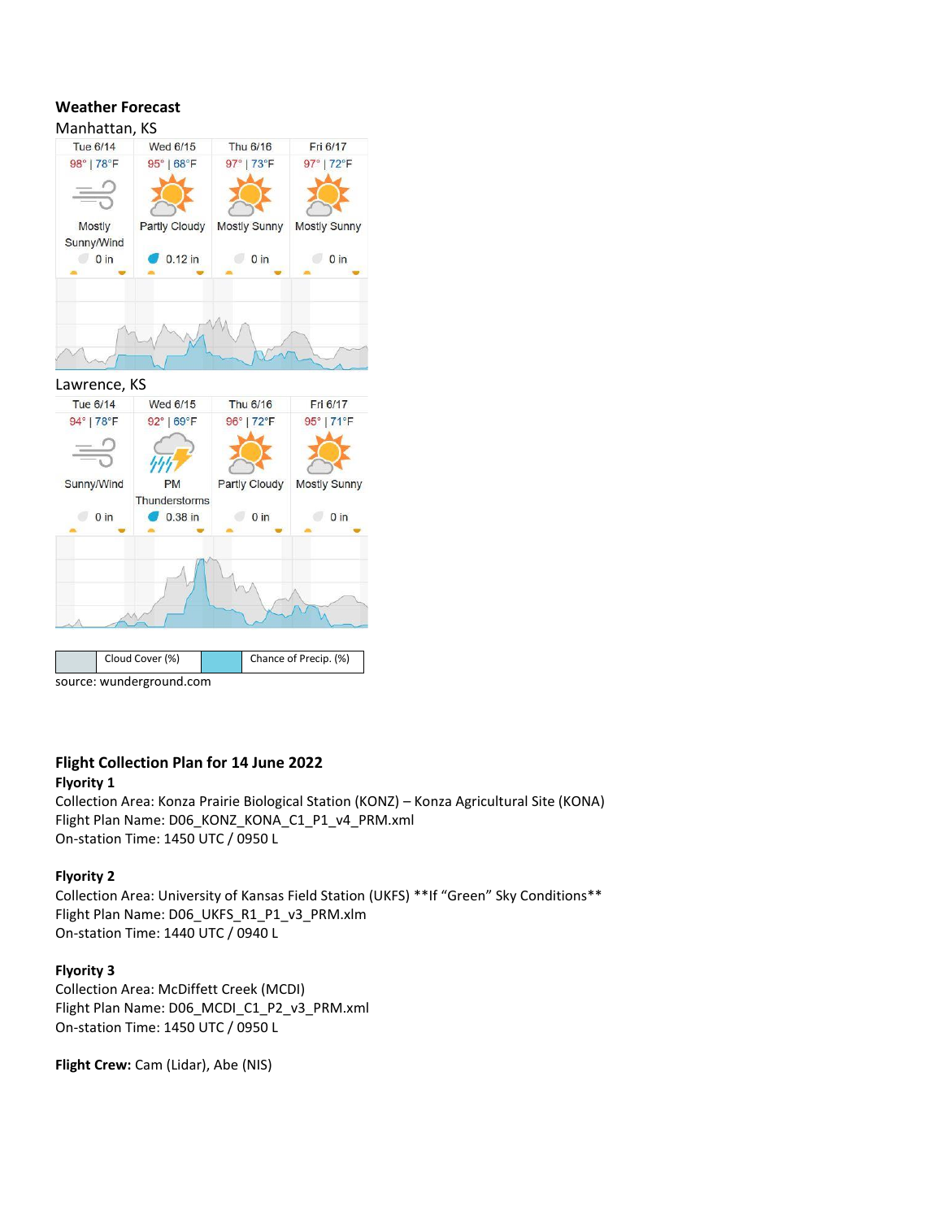## Weather Forecast

Manhattan, KS

Tue 6/14
98° | 78°F
Mostly Sunny/Wind
0 in

Wed 6/15
95° | 68°F
Partly Cloudy
0.12 in

Thu 6/16
97° | 73°F
Mostly Sunny
0 in

Fri 6/17
97° | 72°F
Mostly Sunny
0 in

Lawrence, KS

Tue 6/14
94° | 78°F
Sunny/Wind
0 in

Wed 6/15
92° | 69°F
PM Thunderstorms
0.38 in

Thu 6/16
96° | 72°F
Partly Cloudy
0 in

Fri 6/17
95° | 71°F
Mostly Sunny
0 in

Cloud Cover (%)
Chance of Precip. (%)

source: wunderground.com

## Flight Collection Plan for 14 June 2022

**Flyority 1**
Collection Area: Konza Prairie Biological Station (KONZ) – Konza Agricultural Site (KONA)
Flight Plan Name: D06_KONZ_KONA_C1_P1_v4_PRM.xml
On-station Time: 1450 UTC / 0950 L

**Flyority 2**
Collection Area: University of Kansas Field Station (UKFS) **If "Green" Sky Conditions**
Flight Plan Name: D06_UKFS_R1_P1_v3_PRM.xlm
On-station Time: 1440 UTC / 0940 L

**Flyority 3**
Collection Area: McDiffett Creek (MCDI)
Flight Plan Name: D06_MCDI_C1_P2_v3_PRM.xml
On-station Time: 1450 UTC / 0950 L

**Flight Crew:** Cam (Lidar), Abe (NIS)